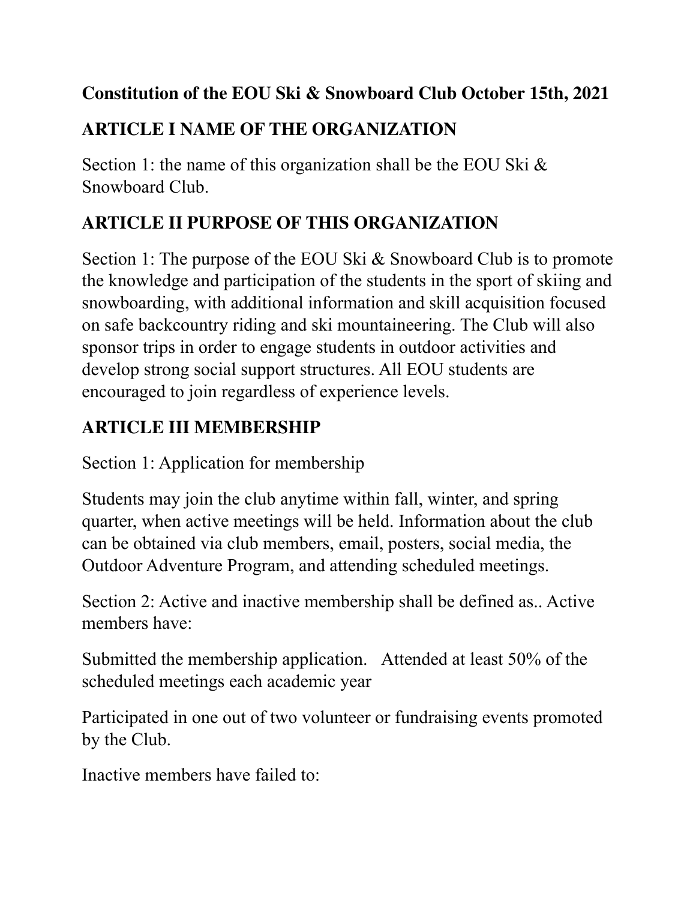**Constitution of the EOU Ski & Snowboard Club October 15th, 2021**

## ARTICLE I NAME OF THE ORGANIZATION

Section 1: the name of this organization shall be the EOU Ski & Snowboard Club.

## ARTICLE II PURPOSE OF THIS ORGANIZATION

Section 1: The purpose of the EOU Ski & Snowboard Club is to promote the knowledge and participation of the students in the sport of skiing and snowboarding, with additional information and skill acquisition focused on safe backcountry riding and ski mountaineering. The Club will also sponsor trips in order to engage students in outdoor activities and develop strong social support structures. All EOU students are encouraged to join regardless of experience levels.

## ARTICLE III MEMBERSHIP

Section 1: Application for membership

Students may join the club anytime within fall, winter, and spring quarter, when active meetings will be held. Information about the club can be obtained via club members, email, posters, social media, the Outdoor Adventure Program, and attending scheduled meetings.

Section 2: Active and inactive membership shall be defined as.. Active members have:

Submitted the membership application. Attended at least 50% of the scheduled meetings each academic year

Participated in one out of two volunteer or fundraising events promoted by the Club.

Inactive members have failed to: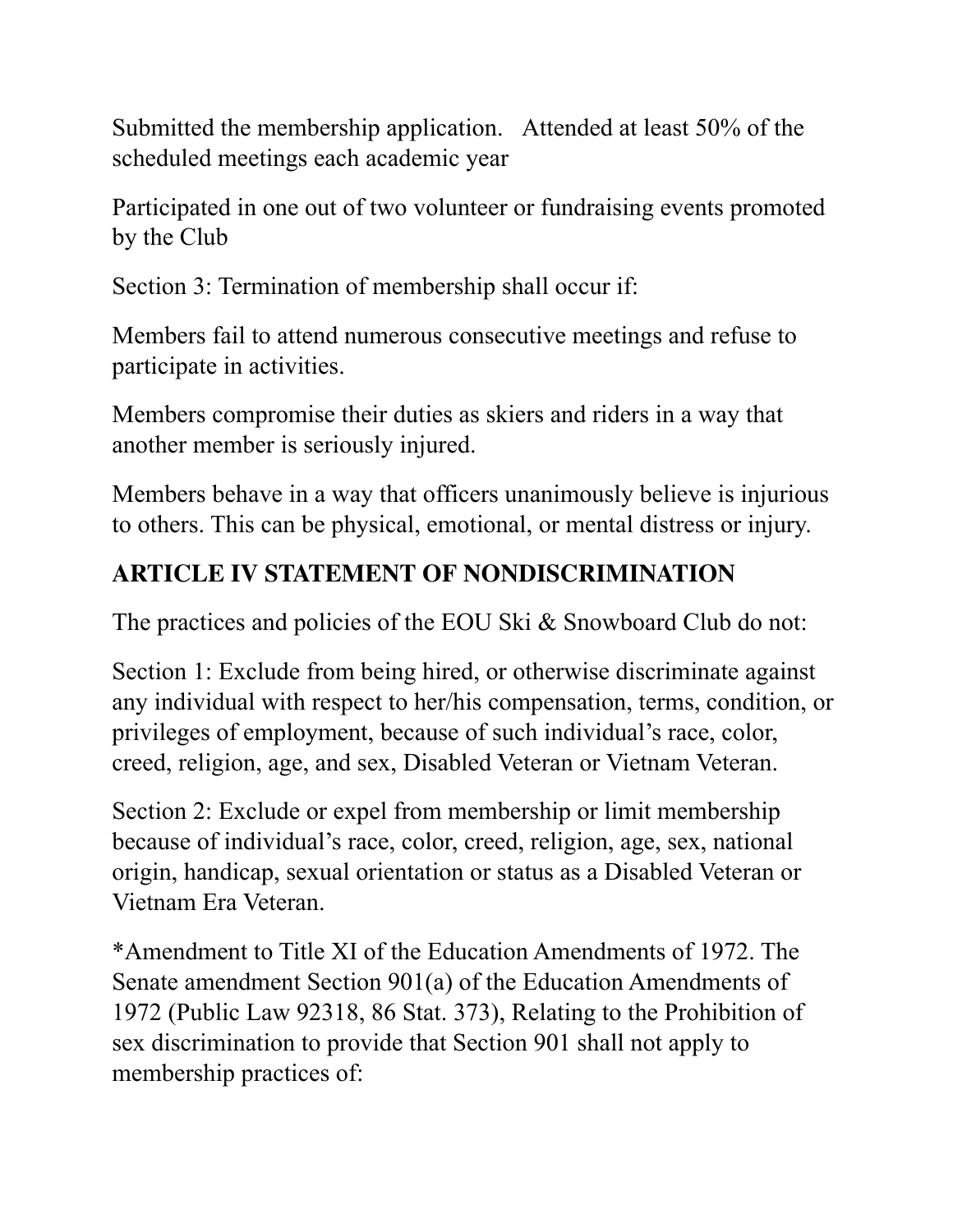Submitted the membership application.   Attended at least 50% of the scheduled meetings each academic year

Participated in one out of two volunteer or fundraising events promoted by the Club

Section 3: Termination of membership shall occur if:

Members fail to attend numerous consecutive meetings and refuse to participate in activities.

Members compromise their duties as skiers and riders in a way that another member is seriously injured.

Members behave in a way that officers unanimously believe is injurious to others. This can be physical, emotional, or mental distress or injury.

## ARTICLE IV STATEMENT OF NONDISCRIMINATION

The practices and policies of the EOU Ski & Snowboard Club do not:

Section 1: Exclude from being hired, or otherwise discriminate against any individual with respect to her/his compensation, terms, condition, or privileges of employment, because of such individual's race, color, creed, religion, age, and sex, Disabled Veteran or Vietnam Veteran.

Section 2: Exclude or expel from membership or limit membership because of individual's race, color, creed, religion, age, sex, national origin, handicap, sexual orientation or status as a Disabled Veteran or Vietnam Era Veteran.

*Amendment to Title XI of the Education Amendments of 1972. The Senate amendment Section 901(a) of the Education Amendments of 1972 (Public Law 92318, 86 Stat. 373), Relating to the Prohibition of sex discrimination to provide that Section 901 shall not apply to membership practices of: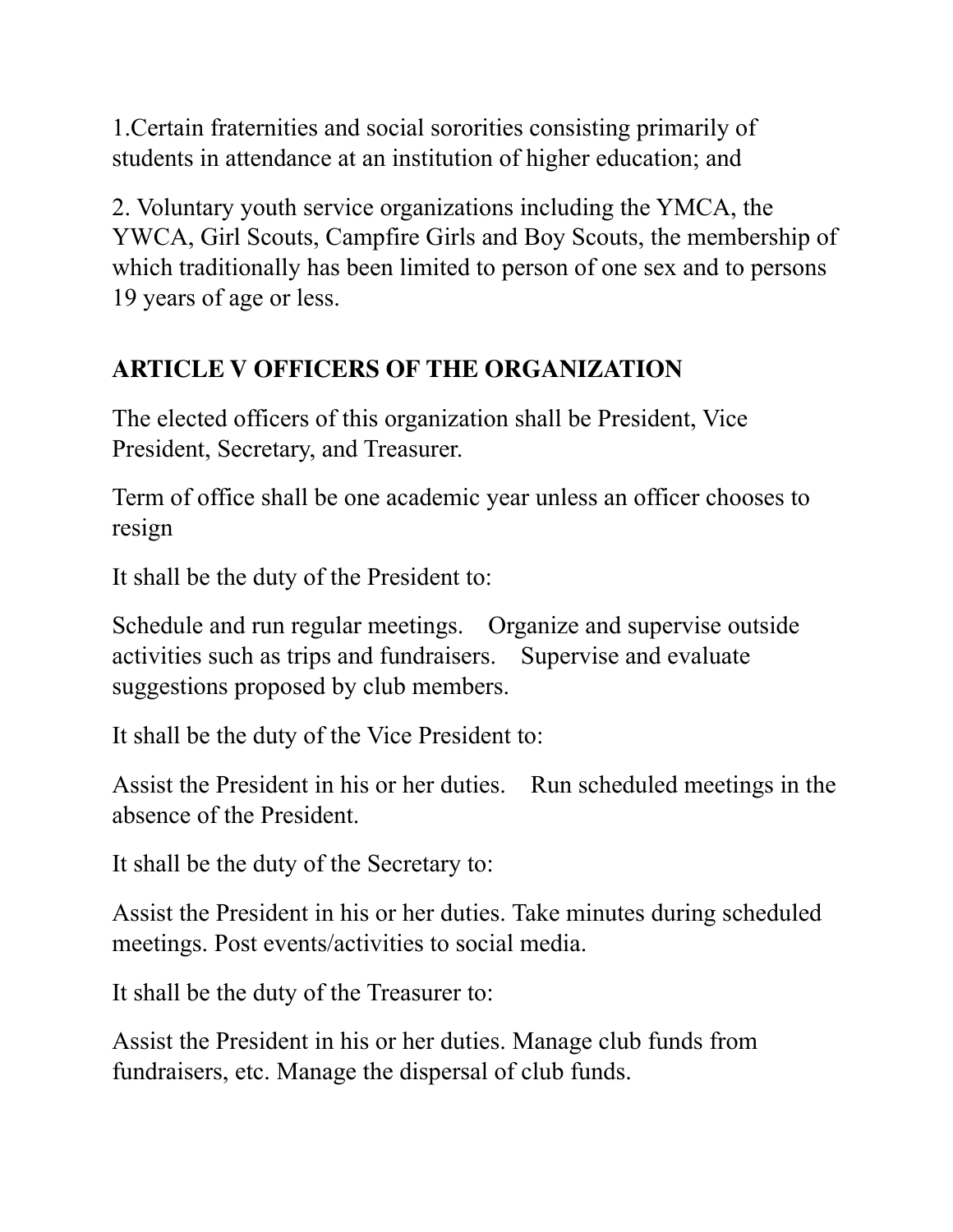1.Certain fraternities and social sororities consisting primarily of students in attendance at an institution of higher education; and

2. Voluntary youth service organizations including the YMCA, the YWCA, Girl Scouts, Campfire Girls and Boy Scouts, the membership of which traditionally has been limited to person of one sex and to persons 19 years of age or less.

## ARTICLE V OFFICERS OF THE ORGANIZATION

The elected officers of this organization shall be President, Vice President, Secretary, and Treasurer.

Term of office shall be one academic year unless an officer chooses to resign

It shall be the duty of the President to:

Schedule and run regular meetings. Organize and supervise outside activities such as trips and fundraisers. Supervise and evaluate suggestions proposed by club members.

It shall be the duty of the Vice President to:

Assist the President in his or her duties. Run scheduled meetings in the absence of the President.

It shall be the duty of the Secretary to:

Assist the President in his or her duties. Take minutes during scheduled meetings. Post events/activities to social media.

It shall be the duty of the Treasurer to:

Assist the President in his or her duties. Manage club funds from fundraisers, etc. Manage the dispersal of club funds.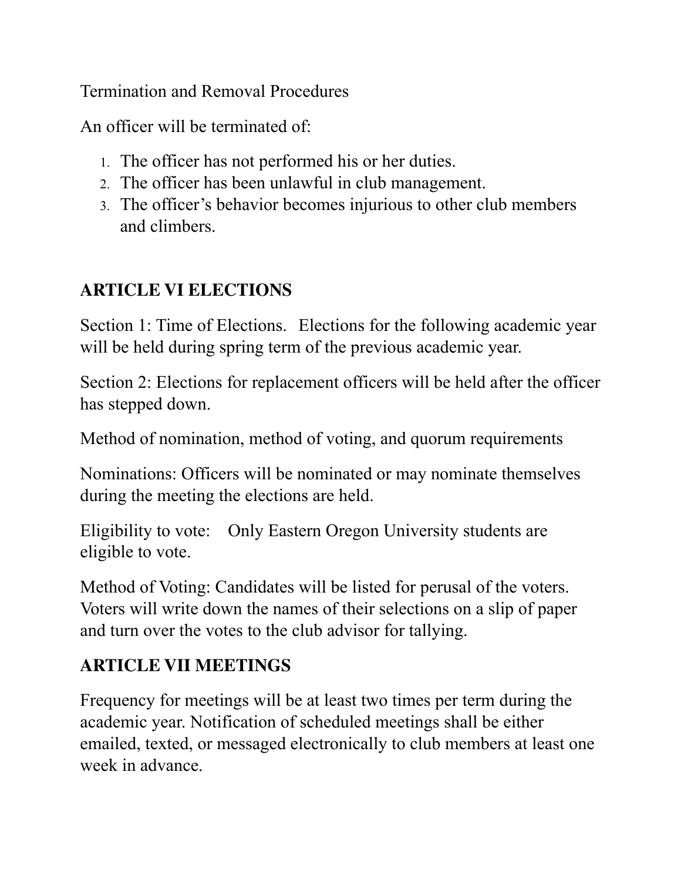Termination and Removal Procedures

An officer will be terminated of:

1. The officer has not performed his or her duties.
2. The officer has been unlawful in club management.
3. The officer's behavior becomes injurious to other club members and climbers.

## ARTICLE VI ELECTIONS

Section 1: Time of Elections. Elections for the following academic year will be held during spring term of the previous academic year.

Section 2: Elections for replacement officers will be held after the officer has stepped down.

Method of nomination, method of voting, and quorum requirements

Nominations: Officers will be nominated or may nominate themselves during the meeting the elections are held.

Eligibility to vote: Only Eastern Oregon University students are eligible to vote.

Method of Voting: Candidates will be listed for perusal of the voters. Voters will write down the names of their selections on a slip of paper and turn over the votes to the club advisor for tallying.

## ARTICLE VII MEETINGS

Frequency for meetings will be at least two times per term during the academic year. Notification of scheduled meetings shall be either emailed, texted, or messaged electronically to club members at least one week in advance.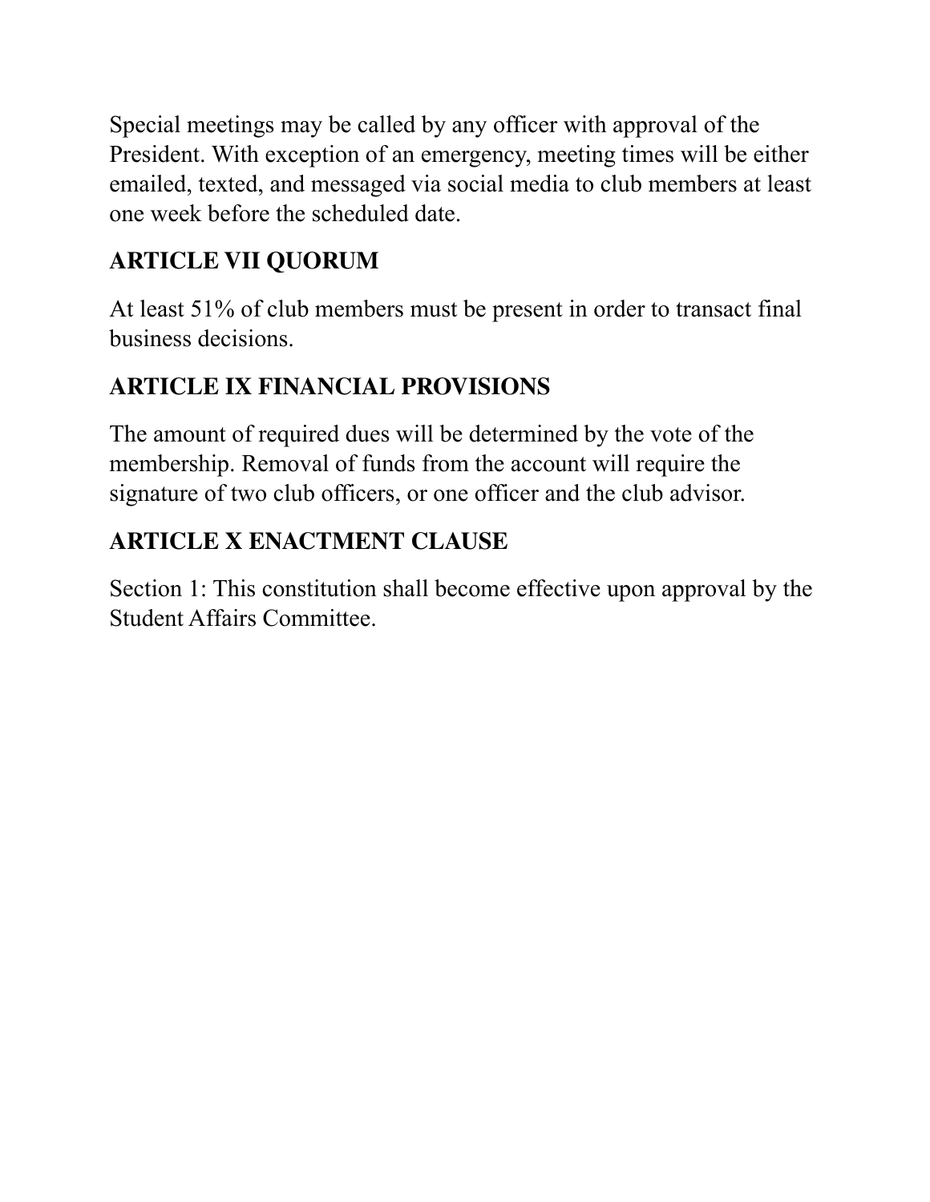Special meetings may be called by any officer with approval of the President. With exception of an emergency, meeting times will be either emailed, texted, and messaged via social media to club members at least one week before the scheduled date.

## ARTICLE VII QUORUM

At least 51% of club members must be present in order to transact final business decisions.

## ARTICLE IX FINANCIAL PROVISIONS

The amount of required dues will be determined by the vote of the membership. Removal of funds from the account will require the signature of two club officers, or one officer and the club advisor.

## ARTICLE X ENACTMENT CLAUSE

Section 1: This constitution shall become effective upon approval by the Student Affairs Committee.